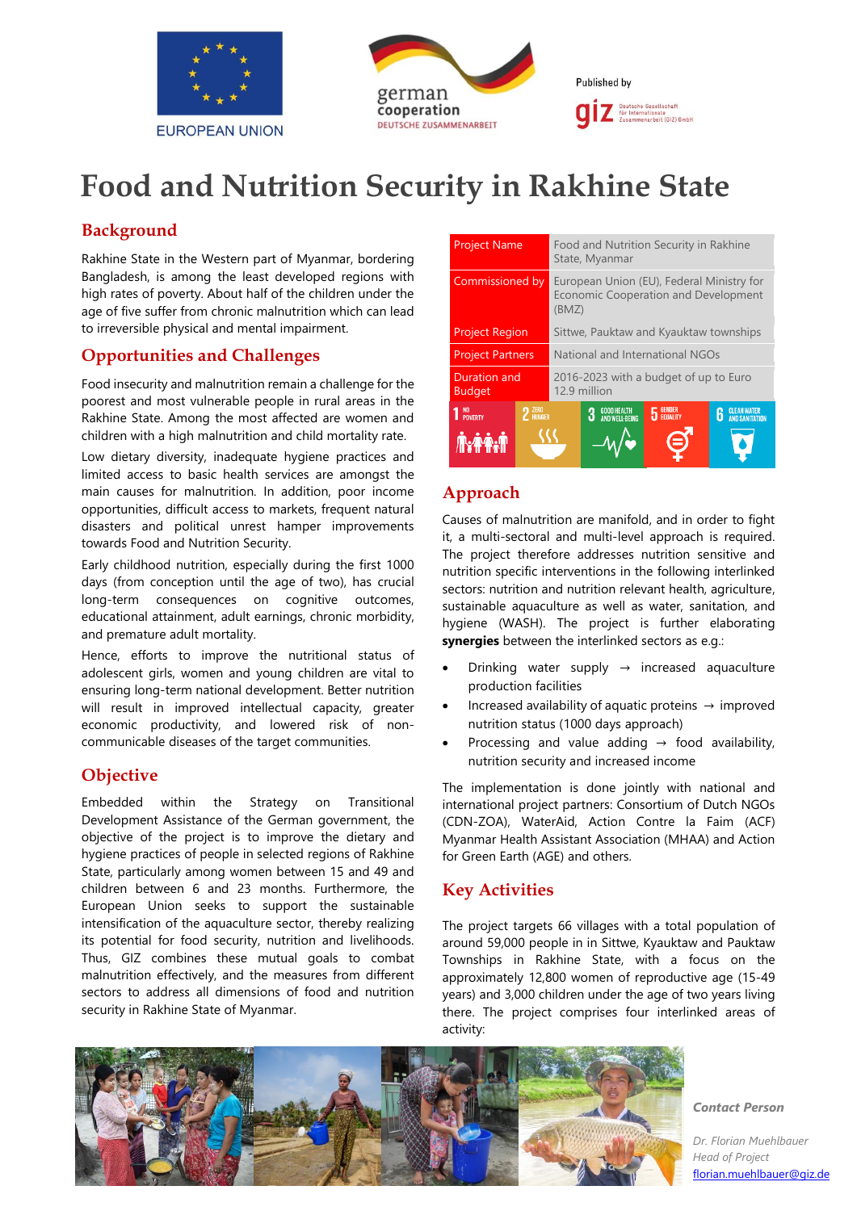EUROPEAN UNION

german cooperation
DEUTSCHE ZUSAMMENARBEIT

Published by giz Deutsche Gesellschaft für Internationale Zusammenarbeit (GIZ) GmbH

# Food and Nutrition Security in Rakhine State

## Background

Rakhine State in the Western part of Myanmar, bordering Bangladesh, is among the least developed regions with high rates of poverty. About half of the children under the age of five suffer from chronic malnutrition which can lead to irreversible physical and mental impairment.

## Opportunities and Challenges

Food insecurity and malnutrition remain a challenge for the poorest and most vulnerable people in rural areas in the Rakhine State. Among the most affected are women and children with a high malnutrition and child mortality rate.

Low dietary diversity, inadequate hygiene practices and limited access to basic health services are amongst the main causes for malnutrition. In addition, poor income opportunities, difficult access to markets, frequent natural disasters and political unrest hamper improvements towards Food and Nutrition Security.

Early childhood nutrition, especially during the first 1000 days (from conception until the age of two), has crucial long-term consequences on cognitive outcomes, educational attainment, adult earnings, chronic morbidity, and premature adult mortality.

Hence, efforts to improve the nutritional status of adolescent girls, women and young children are vital to ensuring long-term national development. Better nutrition will result in improved intellectual capacity, greater economic productivity, and lowered risk of non-communicable diseases of the target communities.

## Objective

Embedded within the Strategy on Transitional Development Assistance of the German government, the objective of the project is to improve the dietary and hygiene practices of people in selected regions of Rakhine State, particularly among women between 15 and 49 and children between 6 and 23 months. Furthermore, the European Union seeks to support the sustainable intensification of the aquaculture sector, thereby realizing its potential for food security, nutrition and livelihoods. Thus, GIZ combines these mutual goals to combat malnutrition effectively, and the measures from different sectors to address all dimensions of food and nutrition security in Rakhine State of Myanmar.

| | |
|---|---|
| Project Name | Food and Nutrition Security in Rakhine State, Myanmar |
| Commissioned by | European Union (EU), Federal Ministry for Economic Cooperation and Development (BMZ) |
| Project Region | Sittwe, Pauktaw and Kyauktaw townships |
| Project Partners | National and International NGOs |
| Duration and Budget | 2016-2023 with a budget of up to Euro 12.9 million |

1 NO POVERTY | 2 ZERO HUNGER | 3 GOOD HEALTH AND WELL-BEING | 5 GENDER EQUALITY | 6 CLEAN WATER AND SANITATION

## Approach

Causes of malnutrition are manifold, and in order to fight it, a multi-sectoral and multi-level approach is required. The project therefore addresses nutrition sensitive and nutrition specific interventions in the following interlinked sectors: nutrition and nutrition relevant health, agriculture, sustainable aquaculture as well as water, sanitation, and hygiene (WASH). The project is further elaborating **synergies** between the interlinked sectors as e.g.:

- Drinking water supply → increased aquaculture production facilities
- Increased availability of aquatic proteins → improved nutrition status (1000 days approach)
- Processing and value adding → food availability, nutrition security and increased income

The implementation is done jointly with national and international project partners: Consortium of Dutch NGOs (CDN-ZOA), WaterAid, Action Contre la Faim (ACF) Myanmar Health Assistant Association (MHAA) and Action for Green Earth (AGE) and others.

## Key Activities

The project targets 66 villages with a total population of around 59,000 people in in Sittwe, Kyauktaw and Pauktaw Townships in Rakhine State, with a focus on the approximately 12,800 women of reproductive age (15-49 years) and 3,000 children under the age of two years living there. The project comprises four interlinked areas of activity:

***Contact Person***

*Dr. Florian Muehlbauer*
*Head of Project*
florian.muehlbauer@giz.de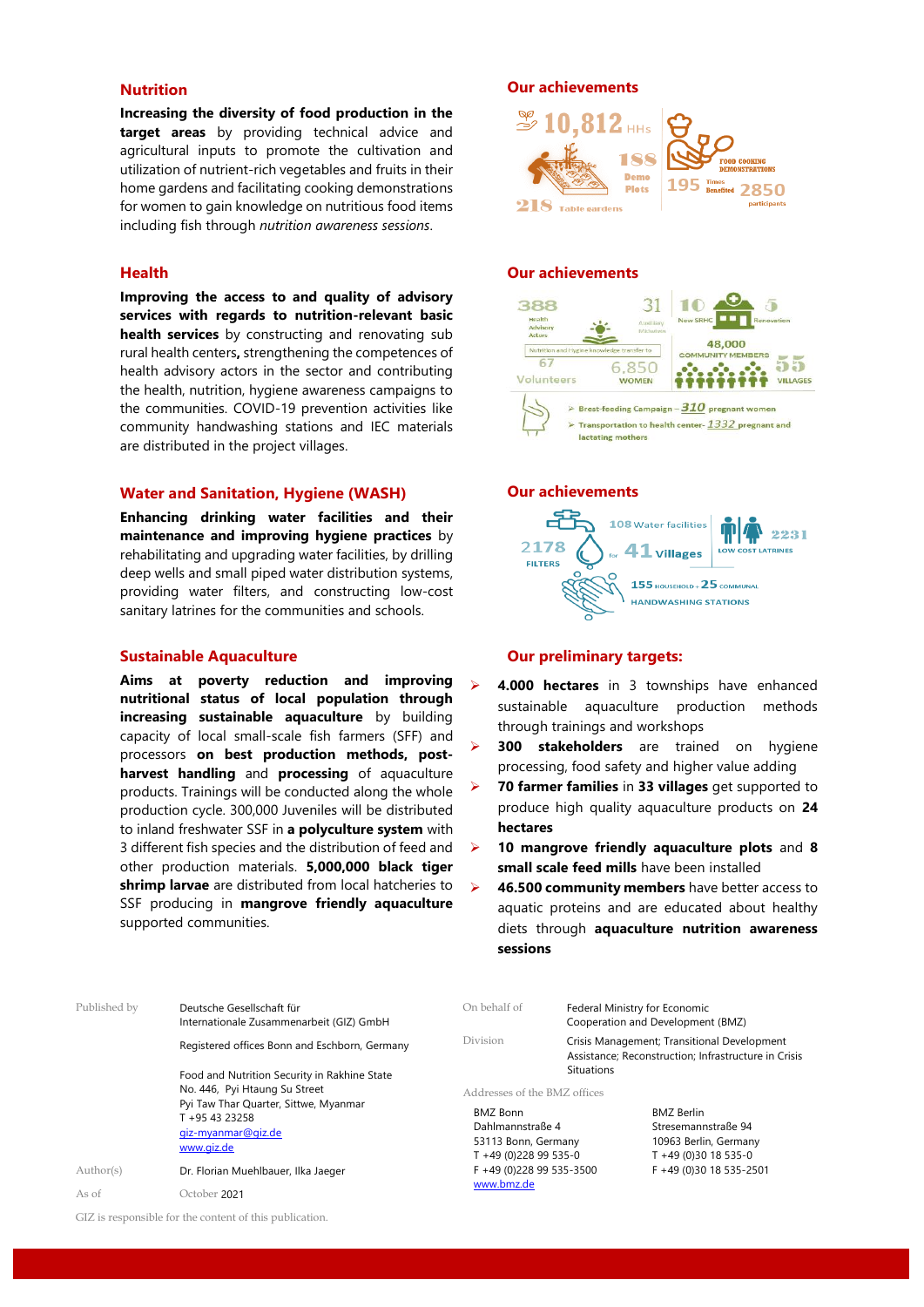## Nutrition

**Increasing the diversity of food production in the target areas** by providing technical advice and agricultural inputs to promote the cultivation and utilization of nutrient-rich vegetables and fruits in their home gardens and facilitating cooking demonstrations for women to gain knowledge on nutritious food items including fish through *nutrition awareness sessions*.

## Our achievements

10,812 HHs

188 Demo Plots

218 Table gardens

FOOD COOKING DEMONSTRATIONS

195 Times Benefited

2850 participants

## Health

**Improving the access to and quality of advisory services with regards to nutrition-relevant basic health services** by constructing and renovating sub rural health centers**,** strengthening the competences of health advisory actors in the sector and contributing the health, nutrition, hygiene awareness campaigns to the communities. COVID-19 prevention activities like community handwashing stations and IEC materials are distributed in the project villages.

## Our achievements

388 Health Advisory Actors

31 Auxiliary Midwives

10 New SRHC

5 Renovation

Nutrition and Hygiene knowledge transfer to

67 Volunteers

6,850 WOMEN

48,000 COMMUNITY MEMBERS

55 VILLAGES

- Brest-feeding Campaign – 310 pregnant women
- Transportation to health center- 1332 pregnant and lactating mothers

## Water and Sanitation, Hygiene (WASH)

**Enhancing drinking water facilities and their maintenance and improving hygiene practices** by rehabilitating and upgrading water facilities, by drilling deep wells and small piped water distribution systems, providing water filters, and constructing low-cost sanitary latrines for the communities and schools.

## Our achievements

2178 FILTERS

108 Water facilities for 41 Villages

2231 LOW COST LATRINES

155 HOUSEHOLD + 25 COMMUNAL HANDWASHING STATIONS

## Sustainable Aquaculture

**Aims at poverty reduction and improving nutritional status of local population through increasing sustainable aquaculture** by building capacity of local small-scale fish farmers (SFF) and processors **on best production methods, post-harvest handling** and **processing** of aquaculture products. Trainings will be conducted along the whole production cycle. 300,000 Juveniles will be distributed to inland freshwater SSF in **a polyculture system** with 3 different fish species and the distribution of feed and other production materials. **5,000,000 black tiger shrimp larvae** are distributed from local hatcheries to SSF producing in **mangrove friendly aquaculture** supported communities.

## Our preliminary targets:

- **4.000 hectares** in 3 townships have enhanced sustainable aquaculture production methods through trainings and workshops
- **300 stakeholders** are trained on hygiene processing, food safety and higher value adding
- **70 farmer families** in **33 villages** get supported to produce high quality aquaculture products on **24 hectares**
- **10 mangrove friendly aquaculture plots** and **8 small scale feed mills** have been installed
- **46.500 community members** have better access to aquatic proteins and are educated about healthy diets through **aquaculture nutrition awareness sessions**

| | |
|---|---|
| Published by | Deutsche Gesellschaft für Internationale Zusammenarbeit (GIZ) GmbH |
| | Registered offices Bonn and Eschborn, Germany |
| | Food and Nutrition Security in Rakhine State<br>No. 446, Pyi Htaung Su Street<br>Pyi Taw Thar Quarter, Sittwe, Myanmar<br>T +95 43 23258<br>giz-myanmar@giz.de<br>www.giz.de |
| Author(s) | Dr. Florian Muehlbauer, Ilka Jaeger |
| As of | October 2021 |

GIZ is responsible for the content of this publication.

| | |
|---|---|
| On behalf of | Federal Ministry for Economic Cooperation and Development (BMZ) |
| Division | Crisis Management; Transitional Development Assistance; Reconstruction; Infrastructure in Crisis Situations |

Addresses of the BMZ offices

| | |
|---|---|
| BMZ Bonn<br>Dahlmannstraße 4<br>53113 Bonn, Germany<br>T +49 (0)228 99 535-0<br>F +49 (0)228 99 535-3500<br>www.bmz.de | BMZ Berlin<br>Stresemannstraße 94<br>10963 Berlin, Germany<br>T +49 (0)30 18 535-0<br>F +49 (0)30 18 535-2501 |